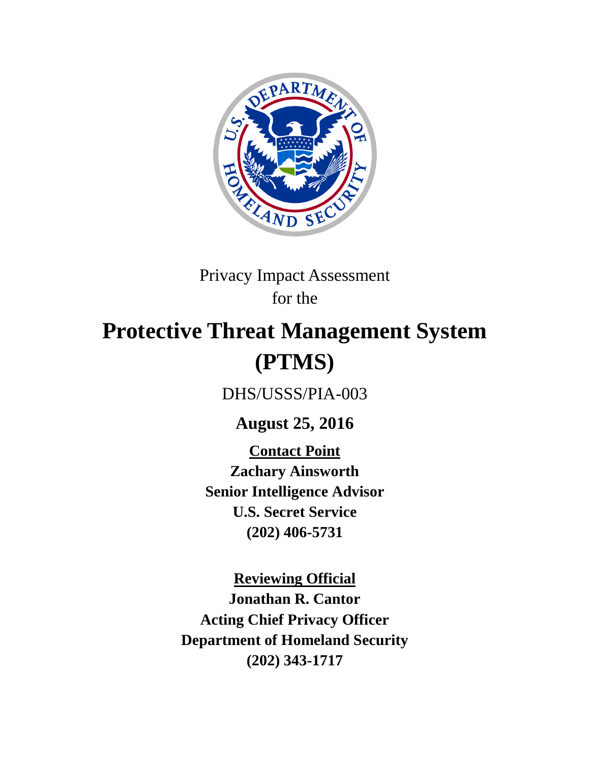Privacy Impact Assessment
for the

# Protective Threat Management System (PTMS)

DHS/USSS/PIA-003

**August 25, 2016**

**Contact Point**
**Zachary Ainsworth**
**Senior Intelligence Advisor**
**U.S. Secret Service**
**(202) 406-5731**

**Reviewing Official**
**Jonathan R. Cantor**
**Acting Chief Privacy Officer**
**Department of Homeland Security**
**(202) 343-1717**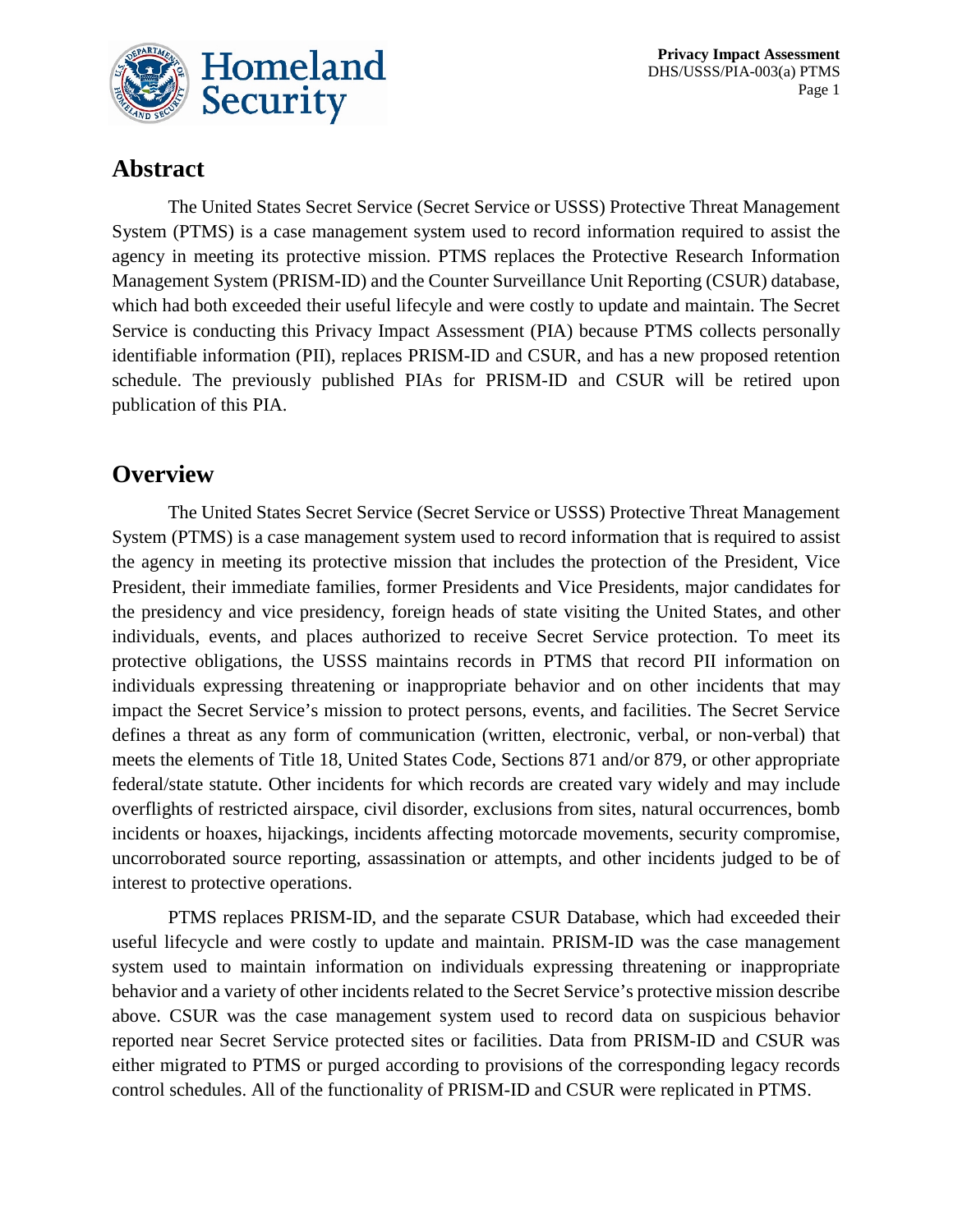## Abstract

The United States Secret Service (Secret Service or USSS) Protective Threat Management System (PTMS) is a case management system used to record information required to assist the agency in meeting its protective mission. PTMS replaces the Protective Research Information Management System (PRISM-ID) and the Counter Surveillance Unit Reporting (CSUR) database, which had both exceeded their useful lifecyle and were costly to update and maintain. The Secret Service is conducting this Privacy Impact Assessment (PIA) because PTMS collects personally identifiable information (PII), replaces PRISM-ID and CSUR, and has a new proposed retention schedule. The previously published PIAs for PRISM-ID and CSUR will be retired upon publication of this PIA.

## Overview

The United States Secret Service (Secret Service or USSS) Protective Threat Management System (PTMS) is a case management system used to record information that is required to assist the agency in meeting its protective mission that includes the protection of the President, Vice President, their immediate families, former Presidents and Vice Presidents, major candidates for the presidency and vice presidency, foreign heads of state visiting the United States, and other individuals, events, and places authorized to receive Secret Service protection. To meet its protective obligations, the USSS maintains records in PTMS that record PII information on individuals expressing threatening or inappropriate behavior and on other incidents that may impact the Secret Service's mission to protect persons, events, and facilities. The Secret Service defines a threat as any form of communication (written, electronic, verbal, or non-verbal) that meets the elements of Title 18, United States Code, Sections 871 and/or 879, or other appropriate federal/state statute. Other incidents for which records are created vary widely and may include overflights of restricted airspace, civil disorder, exclusions from sites, natural occurrences, bomb incidents or hoaxes, hijackings, incidents affecting motorcade movements, security compromise, uncorroborated source reporting, assassination or attempts, and other incidents judged to be of interest to protective operations.

PTMS replaces PRISM-ID, and the separate CSUR Database, which had exceeded their useful lifecycle and were costly to update and maintain. PRISM-ID was the case management system used to maintain information on individuals expressing threatening or inappropriate behavior and a variety of other incidents related to the Secret Service's protective mission describe above. CSUR was the case management system used to record data on suspicious behavior reported near Secret Service protected sites or facilities. Data from PRISM-ID and CSUR was either migrated to PTMS or purged according to provisions of the corresponding legacy records control schedules. All of the functionality of PRISM-ID and CSUR were replicated in PTMS.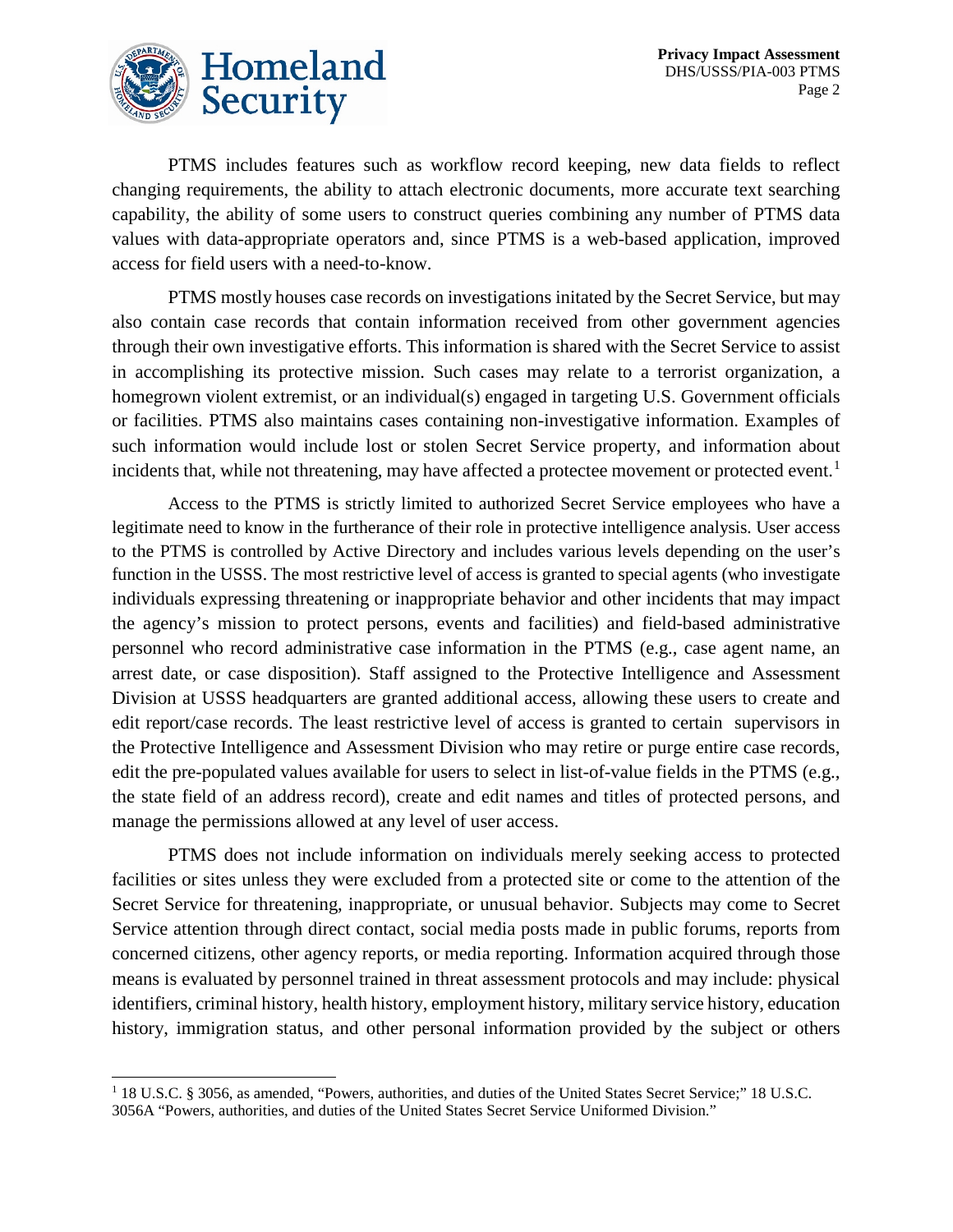PTMS includes features such as workflow record keeping, new data fields to reflect changing requirements, the ability to attach electronic documents, more accurate text searching capability, the ability of some users to construct queries combining any number of PTMS data values with data-appropriate operators and, since PTMS is a web-based application, improved access for field users with a need-to-know.

PTMS mostly houses case records on investigations initated by the Secret Service, but may also contain case records that contain information received from other government agencies through their own investigative efforts. This information is shared with the Secret Service to assist in accomplishing its protective mission. Such cases may relate to a terrorist organization, a homegrown violent extremist, or an individual(s) engaged in targeting U.S. Government officials or facilities. PTMS also maintains cases containing non-investigative information. Examples of such information would include lost or stolen Secret Service property, and information about incidents that, while not threatening, may have affected a protectee movement or protected event.[1]

Access to the PTMS is strictly limited to authorized Secret Service employees who have a legitimate need to know in the furtherance of their role in protective intelligence analysis. User access to the PTMS is controlled by Active Directory and includes various levels depending on the user's function in the USSS. The most restrictive level of access is granted to special agents (who investigate individuals expressing threatening or inappropriate behavior and other incidents that may impact the agency's mission to protect persons, events and facilities) and field-based administrative personnel who record administrative case information in the PTMS (e.g., case agent name, an arrest date, or case disposition). Staff assigned to the Protective Intelligence and Assessment Division at USSS headquarters are granted additional access, allowing these users to create and edit report/case records. The least restrictive level of access is granted to certain supervisors in the Protective Intelligence and Assessment Division who may retire or purge entire case records, edit the pre-populated values available for users to select in list-of-value fields in the PTMS (e.g., the state field of an address record), create and edit names and titles of protected persons, and manage the permissions allowed at any level of user access.

PTMS does not include information on individuals merely seeking access to protected facilities or sites unless they were excluded from a protected site or come to the attention of the Secret Service for threatening, inappropriate, or unusual behavior. Subjects may come to Secret Service attention through direct contact, social media posts made in public forums, reports from concerned citizens, other agency reports, or media reporting. Information acquired through those means is evaluated by personnel trained in threat assessment protocols and may include: physical identifiers, criminal history, health history, employment history, military service history, education history, immigration status, and other personal information provided by the subject or others

[1] 18 U.S.C. § 3056, as amended, "Powers, authorities, and duties of the United States Secret Service;" 18 U.S.C. 3056A "Powers, authorities, and duties of the United States Secret Service Uniformed Division."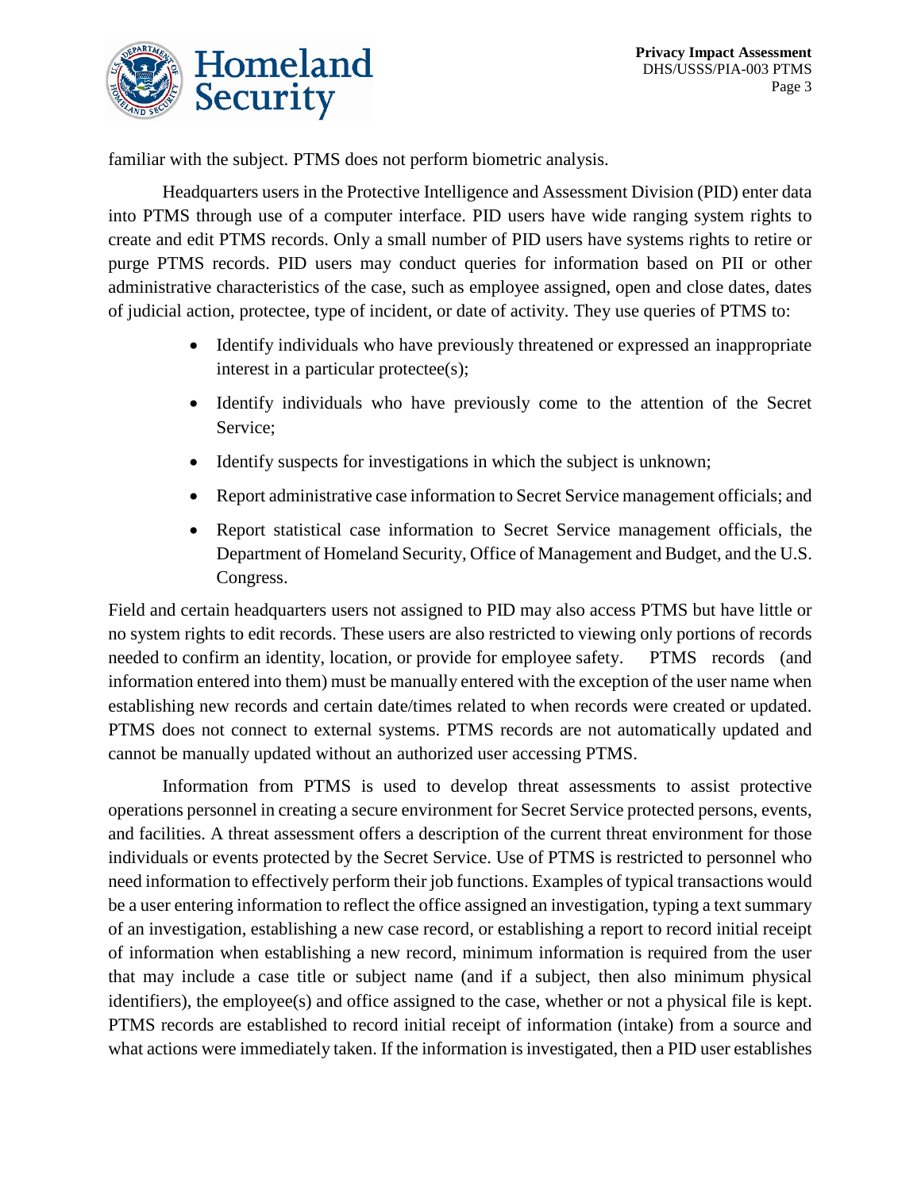familiar with the subject. PTMS does not perform biometric analysis.

Headquarters users in the Protective Intelligence and Assessment Division (PID) enter data into PTMS through use of a computer interface. PID users have wide ranging system rights to create and edit PTMS records. Only a small number of PID users have systems rights to retire or purge PTMS records. PID users may conduct queries for information based on PII or other administrative characteristics of the case, such as employee assigned, open and close dates, dates of judicial action, protectee, type of incident, or date of activity. They use queries of PTMS to:

- Identify individuals who have previously threatened or expressed an inappropriate interest in a particular protectee(s);
- Identify individuals who have previously come to the attention of the Secret Service;
- Identify suspects for investigations in which the subject is unknown;
- Report administrative case information to Secret Service management officials; and
- Report statistical case information to Secret Service management officials, the Department of Homeland Security, Office of Management and Budget, and the U.S. Congress.

Field and certain headquarters users not assigned to PID may also access PTMS but have little or no system rights to edit records. These users are also restricted to viewing only portions of records needed to confirm an identity, location, or provide for employee safety. PTMS records (and information entered into them) must be manually entered with the exception of the user name when establishing new records and certain date/times related to when records were created or updated. PTMS does not connect to external systems. PTMS records are not automatically updated and cannot be manually updated without an authorized user accessing PTMS.

Information from PTMS is used to develop threat assessments to assist protective operations personnel in creating a secure environment for Secret Service protected persons, events, and facilities. A threat assessment offers a description of the current threat environment for those individuals or events protected by the Secret Service. Use of PTMS is restricted to personnel who need information to effectively perform their job functions. Examples of typical transactions would be a user entering information to reflect the office assigned an investigation, typing a text summary of an investigation, establishing a new case record, or establishing a report to record initial receipt of information when establishing a new record, minimum information is required from the user that may include a case title or subject name (and if a subject, then also minimum physical identifiers), the employee(s) and office assigned to the case, whether or not a physical file is kept. PTMS records are established to record initial receipt of information (intake) from a source and what actions were immediately taken. If the information is investigated, then a PID user establishes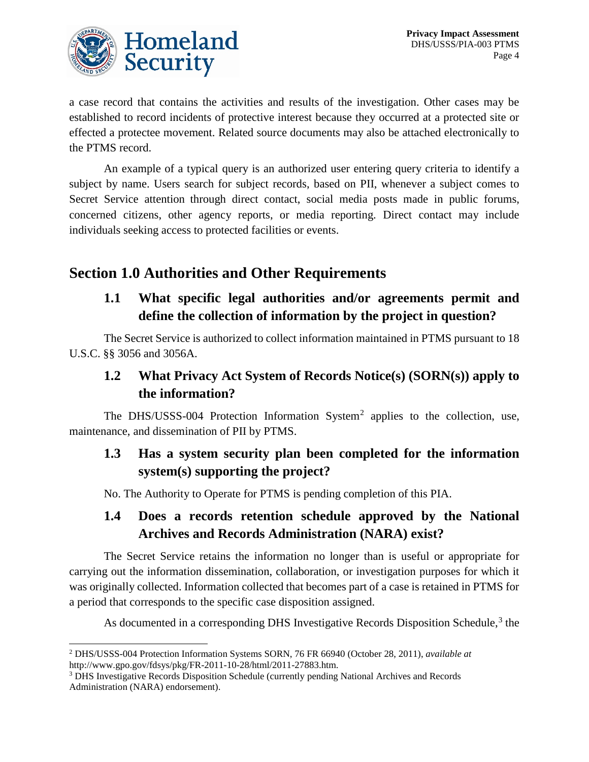a case record that contains the activities and results of the investigation. Other cases may be established to record incidents of protective interest because they occurred at a protected site or effected a protectee movement. Related source documents may also be attached electronically to the PTMS record.

An example of a typical query is an authorized user entering query criteria to identify a subject by name. Users search for subject records, based on PII, whenever a subject comes to Secret Service attention through direct contact, social media posts made in public forums, concerned citizens, other agency reports, or media reporting. Direct contact may include individuals seeking access to protected facilities or events.

## Section 1.0 Authorities and Other Requirements

### 1.1 What specific legal authorities and/or agreements permit and define the collection of information by the project in question?

The Secret Service is authorized to collect information maintained in PTMS pursuant to 18 U.S.C. §§ 3056 and 3056A.

### 1.2 What Privacy Act System of Records Notice(s) (SORN(s)) apply to the information?

The DHS/USSS-004 Protection Information System[2] applies to the collection, use, maintenance, and dissemination of PII by PTMS.

### 1.3 Has a system security plan been completed for the information system(s) supporting the project?

No. The Authority to Operate for PTMS is pending completion of this PIA.

### 1.4 Does a records retention schedule approved by the National Archives and Records Administration (NARA) exist?

The Secret Service retains the information no longer than is useful or appropriate for carrying out the information dissemination, collaboration, or investigation purposes for which it was originally collected. Information collected that becomes part of a case is retained in PTMS for a period that corresponds to the specific case disposition assigned.

As documented in a corresponding DHS Investigative Records Disposition Schedule,[3] the

---

[2] DHS/USSS-004 Protection Information Systems SORN, 76 FR 66940 (October 28, 2011), *available at* http://www.gpo.gov/fdsys/pkg/FR-2011-10-28/html/2011-27883.htm.

[3] DHS Investigative Records Disposition Schedule (currently pending National Archives and Records Administration (NARA) endorsement).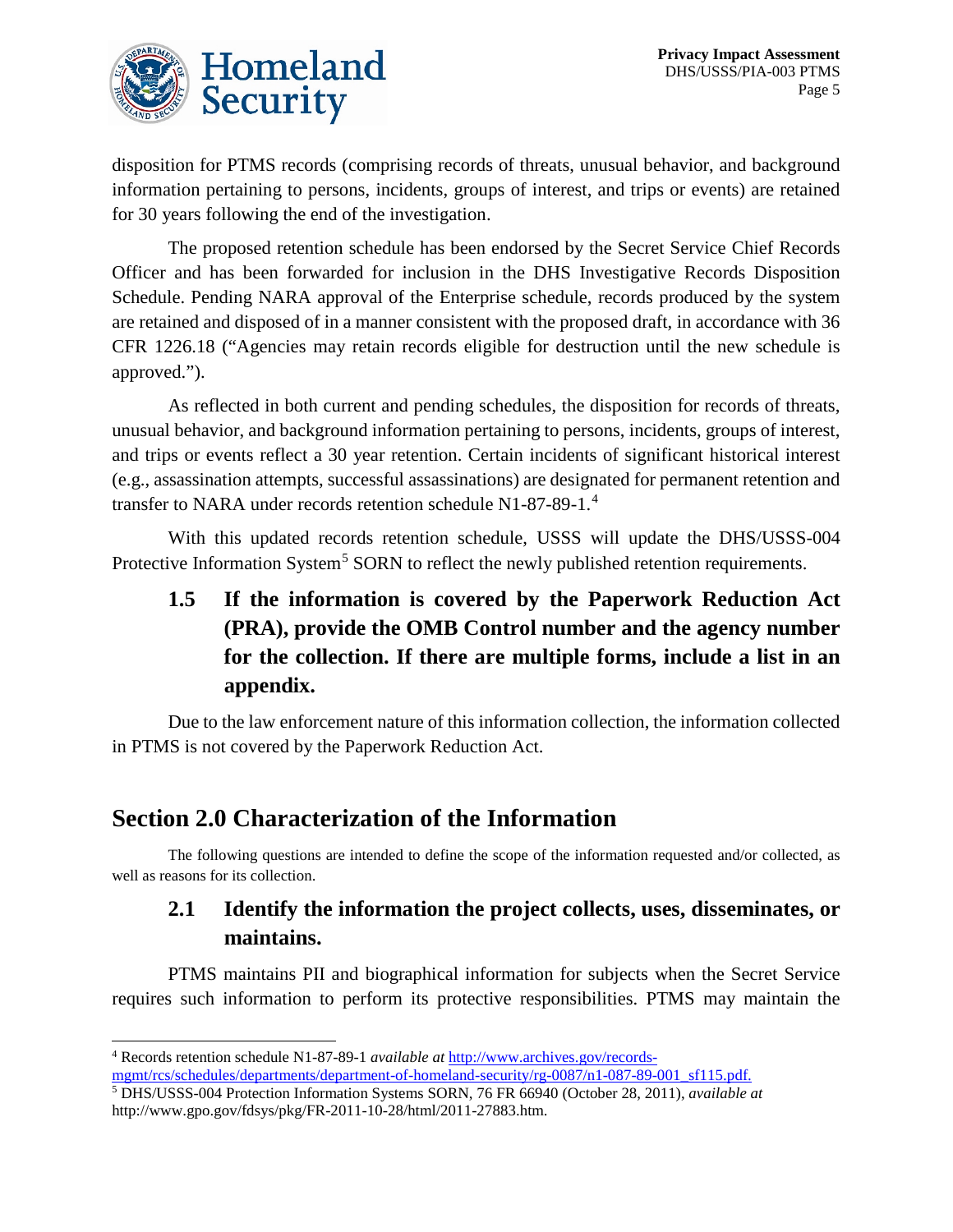disposition for PTMS records (comprising records of threats, unusual behavior, and background information pertaining to persons, incidents, groups of interest, and trips or events) are retained for 30 years following the end of the investigation.

The proposed retention schedule has been endorsed by the Secret Service Chief Records Officer and has been forwarded for inclusion in the DHS Investigative Records Disposition Schedule. Pending NARA approval of the Enterprise schedule, records produced by the system are retained and disposed of in a manner consistent with the proposed draft, in accordance with 36 CFR 1226.18 ("Agencies may retain records eligible for destruction until the new schedule is approved.").

As reflected in both current and pending schedules, the disposition for records of threats, unusual behavior, and background information pertaining to persons, incidents, groups of interest, and trips or events reflect a 30 year retention. Certain incidents of significant historical interest (e.g., assassination attempts, successful assassinations) are designated for permanent retention and transfer to NARA under records retention schedule N1-87-89-1.[4]

With this updated records retention schedule, USSS will update the DHS/USSS-004 Protective Information System[5] SORN to reflect the newly published retention requirements.

### 1.5 If the information is covered by the Paperwork Reduction Act (PRA), provide the OMB Control number and the agency number for the collection. If there are multiple forms, include a list in an appendix.

Due to the law enforcement nature of this information collection, the information collected in PTMS is not covered by the Paperwork Reduction Act.

## Section 2.0 Characterization of the Information

The following questions are intended to define the scope of the information requested and/or collected, as well as reasons for its collection.

### 2.1 Identify the information the project collects, uses, disseminates, or maintains.

PTMS maintains PII and biographical information for subjects when the Secret Service requires such information to perform its protective responsibilities. PTMS may maintain the

---

[4] Records retention schedule N1-87-89-1 *available at* http://www.archives.gov/records-mgmt/rcs/schedules/departments/department-of-homeland-security/rg-0087/n1-087-89-001_sf115.pdf.

[5] DHS/USSS-004 Protection Information Systems SORN, 76 FR 66940 (October 28, 2011), *available at* http://www.gpo.gov/fdsys/pkg/FR-2011-10-28/html/2011-27883.htm.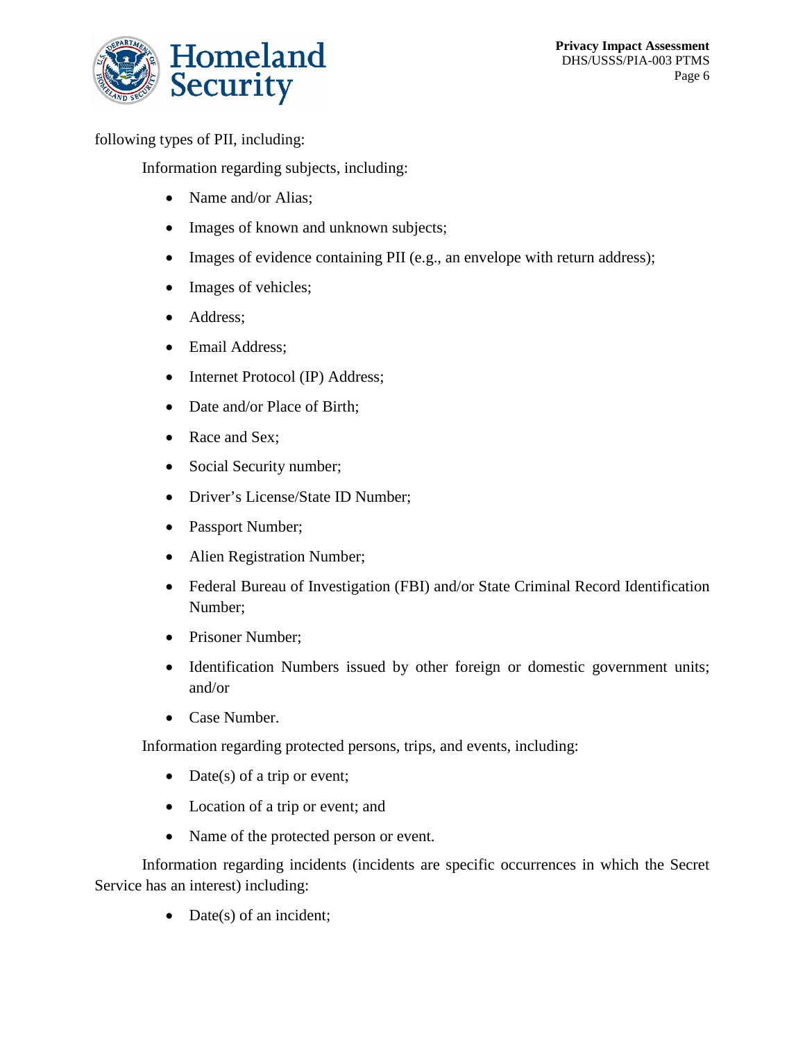following types of PII, including:

Information regarding subjects, including:

- Name and/or Alias;
- Images of known and unknown subjects;
- Images of evidence containing PII (e.g., an envelope with return address);
- Images of vehicles;
- Address;
- Email Address;
- Internet Protocol (IP) Address;
- Date and/or Place of Birth;
- Race and Sex;
- Social Security number;
- Driver's License/State ID Number;
- Passport Number;
- Alien Registration Number;
- Federal Bureau of Investigation (FBI) and/or State Criminal Record Identification Number;
- Prisoner Number;
- Identification Numbers issued by other foreign or domestic government units; and/or
- Case Number.

Information regarding protected persons, trips, and events, including:

- Date(s) of a trip or event;
- Location of a trip or event; and
- Name of the protected person or event.

Information regarding incidents (incidents are specific occurrences in which the Secret Service has an interest) including:

- Date(s) of an incident;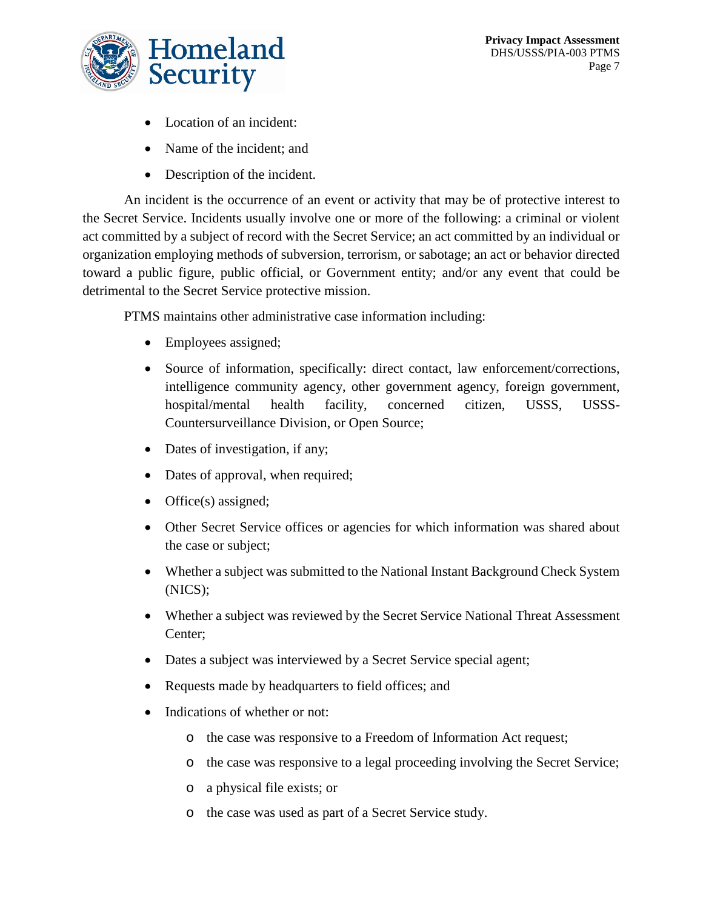- Location of an incident:
- Name of the incident; and
- Description of the incident.

An incident is the occurrence of an event or activity that may be of protective interest to the Secret Service. Incidents usually involve one or more of the following: a criminal or violent act committed by a subject of record with the Secret Service; an act committed by an individual or organization employing methods of subversion, terrorism, or sabotage; an act or behavior directed toward a public figure, public official, or Government entity; and/or any event that could be detrimental to the Secret Service protective mission.

PTMS maintains other administrative case information including:

- Employees assigned;
- Source of information, specifically: direct contact, law enforcement/corrections, intelligence community agency, other government agency, foreign government, hospital/mental health facility, concerned citizen, USSS, USSS-Countersurveillance Division, or Open Source;
- Dates of investigation, if any;
- Dates of approval, when required;
- Office(s) assigned;
- Other Secret Service offices or agencies for which information was shared about the case or subject;
- Whether a subject was submitted to the National Instant Background Check System (NICS);
- Whether a subject was reviewed by the Secret Service National Threat Assessment Center;
- Dates a subject was interviewed by a Secret Service special agent;
- Requests made by headquarters to field offices; and
- Indications of whether or not:
    - the case was responsive to a Freedom of Information Act request;
    - the case was responsive to a legal proceeding involving the Secret Service;
    - a physical file exists; or
    - the case was used as part of a Secret Service study.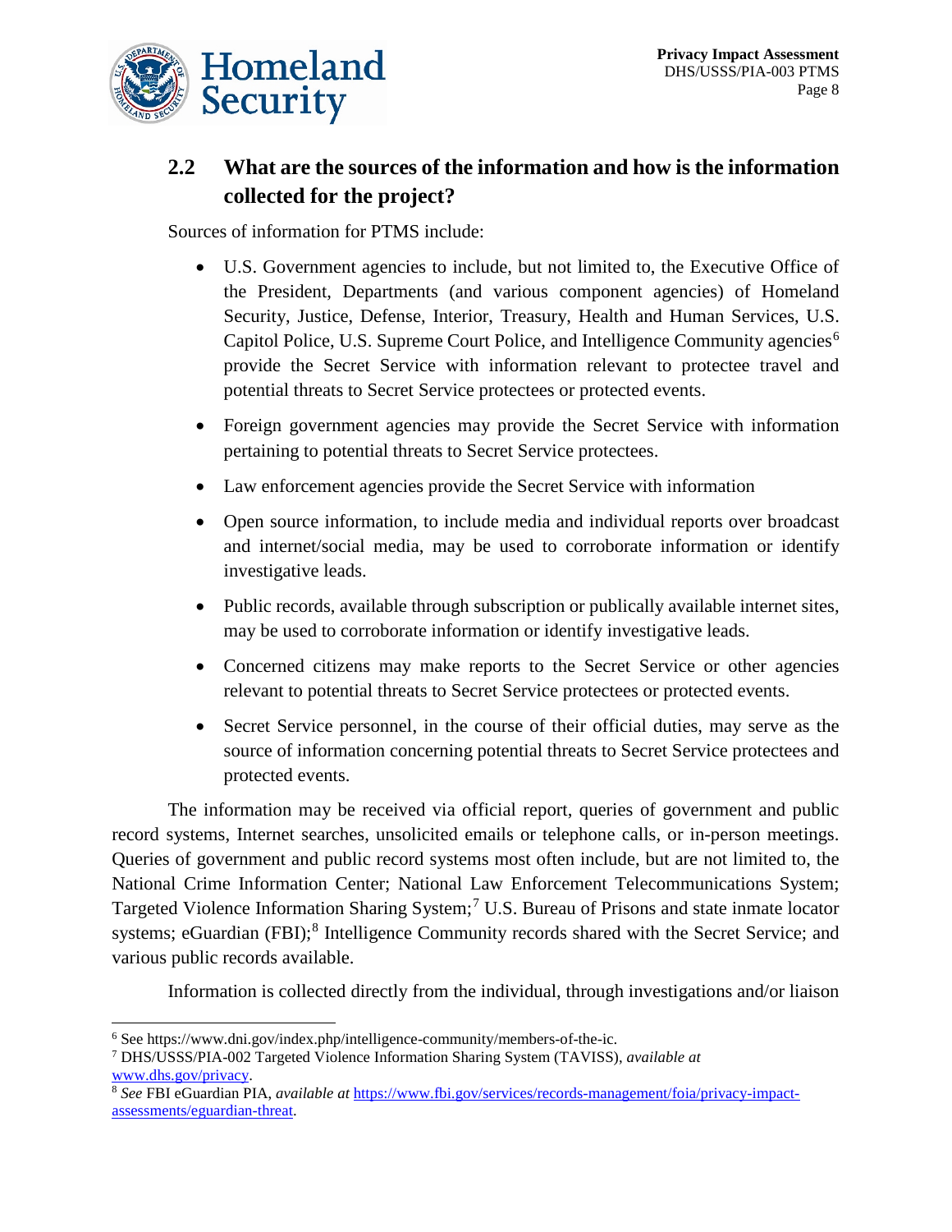## 2.2 What are the sources of the information and how is the information collected for the project?

Sources of information for PTMS include:

- U.S. Government agencies to include, but not limited to, the Executive Office of the President, Departments (and various component agencies) of Homeland Security, Justice, Defense, Interior, Treasury, Health and Human Services, U.S. Capitol Police, U.S. Supreme Court Police, and Intelligence Community agencies[6] provide the Secret Service with information relevant to protectee travel and potential threats to Secret Service protectees or protected events.
- Foreign government agencies may provide the Secret Service with information pertaining to potential threats to Secret Service protectees.
- Law enforcement agencies provide the Secret Service with information
- Open source information, to include media and individual reports over broadcast and internet/social media, may be used to corroborate information or identify investigative leads.
- Public records, available through subscription or publically available internet sites, may be used to corroborate information or identify investigative leads.
- Concerned citizens may make reports to the Secret Service or other agencies relevant to potential threats to Secret Service protectees or protected events.
- Secret Service personnel, in the course of their official duties, may serve as the source of information concerning potential threats to Secret Service protectees and protected events.

The information may be received via official report, queries of government and public record systems, Internet searches, unsolicited emails or telephone calls, or in-person meetings. Queries of government and public record systems most often include, but are not limited to, the National Crime Information Center; National Law Enforcement Telecommunications System; Targeted Violence Information Sharing System;[7] U.S. Bureau of Prisons and state inmate locator systems; eGuardian (FBI);[8] Intelligence Community records shared with the Secret Service; and various public records available.

Information is collected directly from the individual, through investigations and/or liaison

---

[6] See https://www.dni.gov/index.php/intelligence-community/members-of-the-ic.

[7] DHS/USSS/PIA-002 Targeted Violence Information Sharing System (TAVISS), *available at* www.dhs.gov/privacy.

[8] *See* FBI eGuardian PIA, *available at* https://www.fbi.gov/services/records-management/foia/privacy-impact-assessments/eguardian-threat.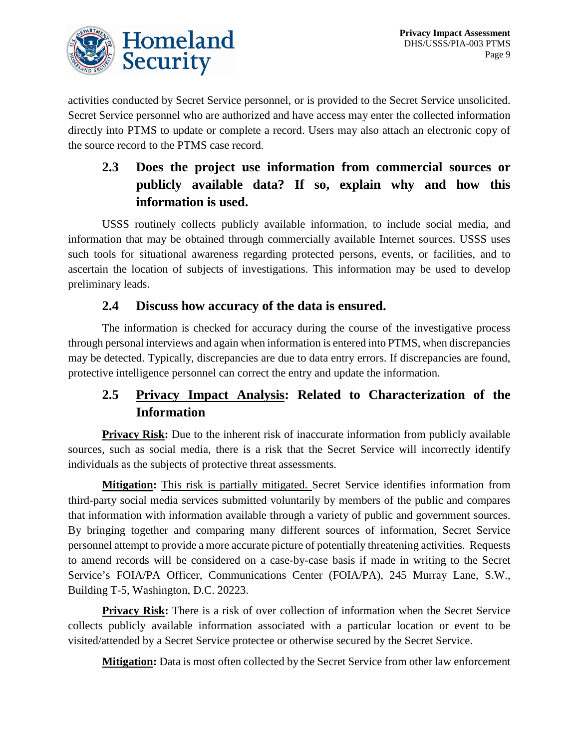activities conducted by Secret Service personnel, or is provided to the Secret Service unsolicited. Secret Service personnel who are authorized and have access may enter the collected information directly into PTMS to update or complete a record. Users may also attach an electronic copy of the source record to the PTMS case record.

## 2.3 Does the project use information from commercial sources or publicly available data? If so, explain why and how this information is used.

USSS routinely collects publicly available information, to include social media, and information that may be obtained through commercially available Internet sources. USSS uses such tools for situational awareness regarding protected persons, events, or facilities, and to ascertain the location of subjects of investigations. This information may be used to develop preliminary leads.

## 2.4 Discuss how accuracy of the data is ensured.

The information is checked for accuracy during the course of the investigative process through personal interviews and again when information is entered into PTMS, when discrepancies may be detected. Typically, discrepancies are due to data entry errors. If discrepancies are found, protective intelligence personnel can correct the entry and update the information.

## 2.5 <u>Privacy Impact Analysis</u>: Related to Characterization of the Information

**<u>Privacy Risk</u>:** Due to the inherent risk of inaccurate information from publicly available sources, such as social media, there is a risk that the Secret Service will incorrectly identify individuals as the subjects of protective threat assessments.

**<u>Mitigation</u>:** <u>This risk is partially mitigated.</u> Secret Service identifies information from third-party social media services submitted voluntarily by members of the public and compares that information with information available through a variety of public and government sources. By bringing together and comparing many different sources of information, Secret Service personnel attempt to provide a more accurate picture of potentially threatening activities. Requests to amend records will be considered on a case-by-case basis if made in writing to the Secret Service's FOIA/PA Officer, Communications Center (FOIA/PA), 245 Murray Lane, S.W., Building T-5, Washington, D.C. 20223.

**<u>Privacy Risk</u>:** There is a risk of over collection of information when the Secret Service collects publicly available information associated with a particular location or event to be visited/attended by a Secret Service protectee or otherwise secured by the Secret Service.

**<u>Mitigation</u>:** Data is most often collected by the Secret Service from other law enforcement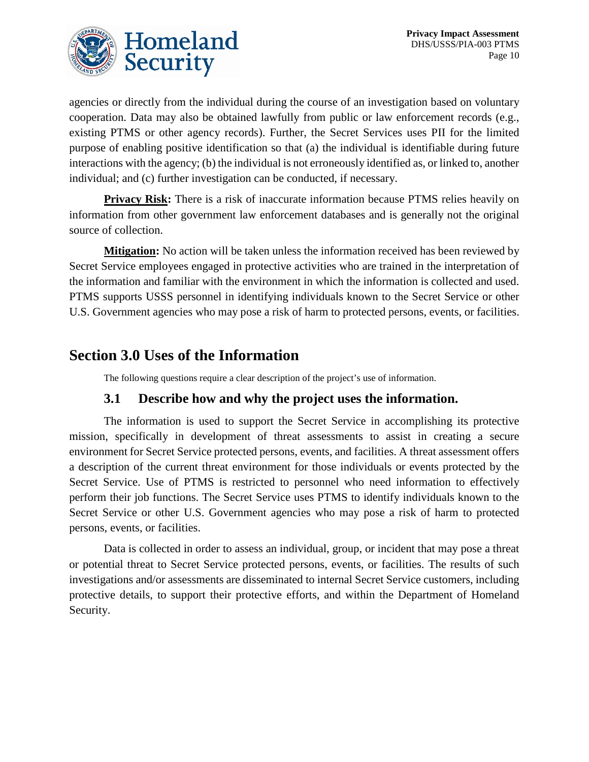agencies or directly from the individual during the course of an investigation based on voluntary cooperation. Data may also be obtained lawfully from public or law enforcement records (e.g., existing PTMS or other agency records). Further, the Secret Services uses PII for the limited purpose of enabling positive identification so that (a) the individual is identifiable during future interactions with the agency; (b) the individual is not erroneously identified as, or linked to, another individual; and (c) further investigation can be conducted, if necessary.

**Privacy Risk:** There is a risk of inaccurate information because PTMS relies heavily on information from other government law enforcement databases and is generally not the original source of collection.

**Mitigation:** No action will be taken unless the information received has been reviewed by Secret Service employees engaged in protective activities who are trained in the interpretation of the information and familiar with the environment in which the information is collected and used. PTMS supports USSS personnel in identifying individuals known to the Secret Service or other U.S. Government agencies who may pose a risk of harm to protected persons, events, or facilities.

## Section 3.0 Uses of the Information

The following questions require a clear description of the project's use of information.

### 3.1 Describe how and why the project uses the information.

The information is used to support the Secret Service in accomplishing its protective mission, specifically in development of threat assessments to assist in creating a secure environment for Secret Service protected persons, events, and facilities. A threat assessment offers a description of the current threat environment for those individuals or events protected by the Secret Service. Use of PTMS is restricted to personnel who need information to effectively perform their job functions. The Secret Service uses PTMS to identify individuals known to the Secret Service or other U.S. Government agencies who may pose a risk of harm to protected persons, events, or facilities.

Data is collected in order to assess an individual, group, or incident that may pose a threat or potential threat to Secret Service protected persons, events, or facilities. The results of such investigations and/or assessments are disseminated to internal Secret Service customers, including protective details, to support their protective efforts, and within the Department of Homeland Security.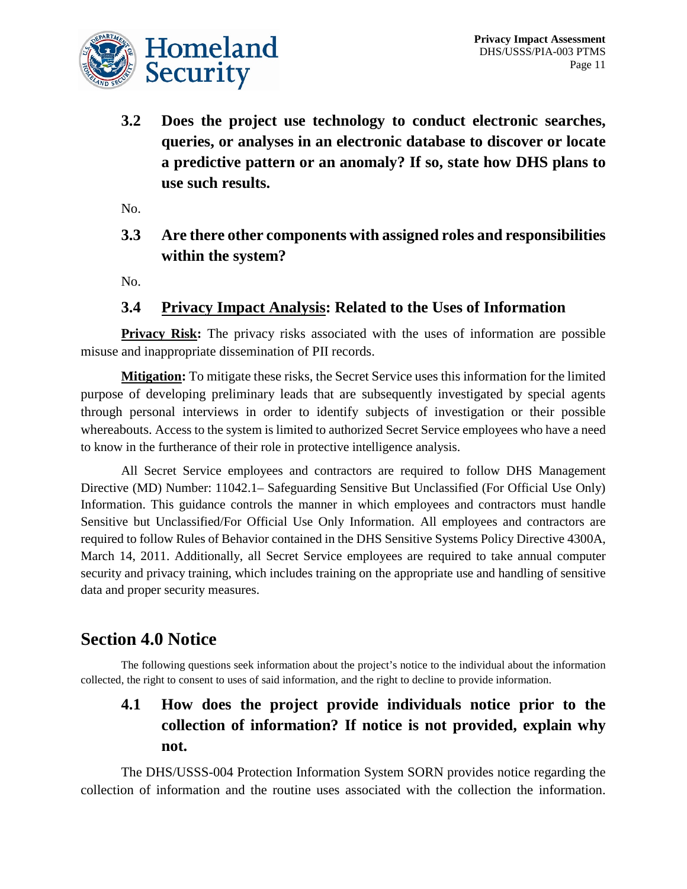### 3.2 Does the project use technology to conduct electronic searches, queries, or analyses in an electronic database to discover or locate a predictive pattern or an anomaly? If so, state how DHS plans to use such results.

No.

### 3.3 Are there other components with assigned roles and responsibilities within the system?

No.

### 3.4 Privacy Impact Analysis: Related to the Uses of Information

**Privacy Risk:** The privacy risks associated with the uses of information are possible misuse and inappropriate dissemination of PII records.

**Mitigation:** To mitigate these risks, the Secret Service uses this information for the limited purpose of developing preliminary leads that are subsequently investigated by special agents through personal interviews in order to identify subjects of investigation or their possible whereabouts. Access to the system is limited to authorized Secret Service employees who have a need to know in the furtherance of their role in protective intelligence analysis.

All Secret Service employees and contractors are required to follow DHS Management Directive (MD) Number: 11042.1– Safeguarding Sensitive But Unclassified (For Official Use Only) Information. This guidance controls the manner in which employees and contractors must handle Sensitive but Unclassified/For Official Use Only Information. All employees and contractors are required to follow Rules of Behavior contained in the DHS Sensitive Systems Policy Directive 4300A, March 14, 2011. Additionally, all Secret Service employees are required to take annual computer security and privacy training, which includes training on the appropriate use and handling of sensitive data and proper security measures.

## Section 4.0 Notice

The following questions seek information about the project's notice to the individual about the information collected, the right to consent to uses of said information, and the right to decline to provide information.

### 4.1 How does the project provide individuals notice prior to the collection of information? If notice is not provided, explain why not.

The DHS/USSS-004 Protection Information System SORN provides notice regarding the collection of information and the routine uses associated with the collection the information.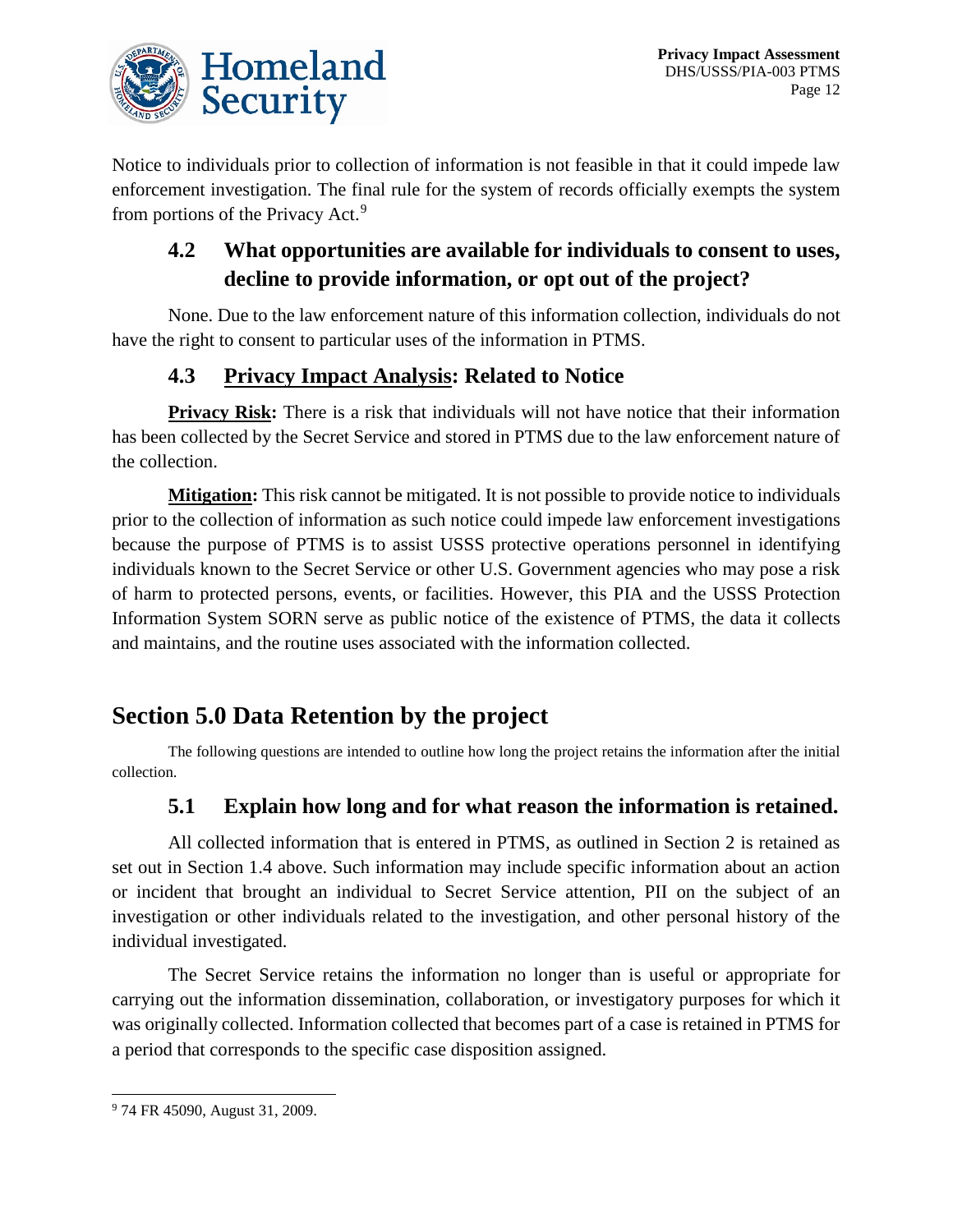Notice to individuals prior to collection of information is not feasible in that it could impede law enforcement investigation. The final rule for the system of records officially exempts the system from portions of the Privacy Act.[9]

### 4.2 What opportunities are available for individuals to consent to uses, decline to provide information, or opt out of the project?

None. Due to the law enforcement nature of this information collection, individuals do not have the right to consent to particular uses of the information in PTMS.

### 4.3 Privacy Impact Analysis: Related to Notice

**Privacy Risk:** There is a risk that individuals will not have notice that their information has been collected by the Secret Service and stored in PTMS due to the law enforcement nature of the collection.

**Mitigation:** This risk cannot be mitigated. It is not possible to provide notice to individuals prior to the collection of information as such notice could impede law enforcement investigations because the purpose of PTMS is to assist USSS protective operations personnel in identifying individuals known to the Secret Service or other U.S. Government agencies who may pose a risk of harm to protected persons, events, or facilities. However, this PIA and the USSS Protection Information System SORN serve as public notice of the existence of PTMS, the data it collects and maintains, and the routine uses associated with the information collected.

## Section 5.0 Data Retention by the project

The following questions are intended to outline how long the project retains the information after the initial collection.

### 5.1 Explain how long and for what reason the information is retained.

All collected information that is entered in PTMS, as outlined in Section 2 is retained as set out in Section 1.4 above. Such information may include specific information about an action or incident that brought an individual to Secret Service attention, PII on the subject of an investigation or other individuals related to the investigation, and other personal history of the individual investigated.

The Secret Service retains the information no longer than is useful or appropriate for carrying out the information dissemination, collaboration, or investigatory purposes for which it was originally collected. Information collected that becomes part of a case is retained in PTMS for a period that corresponds to the specific case disposition assigned.

---

[9] 74 FR 45090, August 31, 2009.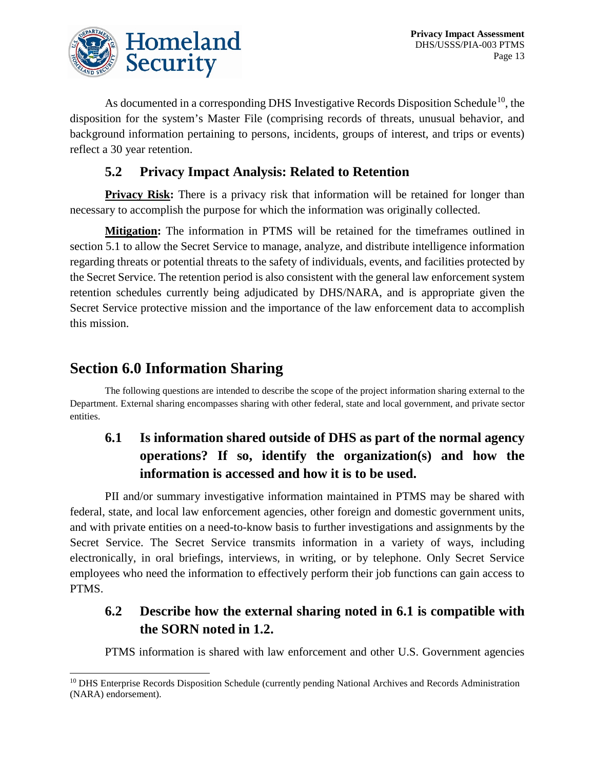As documented in a corresponding DHS Investigative Records Disposition Schedule[10], the disposition for the system's Master File (comprising records of threats, unusual behavior, and background information pertaining to persons, incidents, groups of interest, and trips or events) reflect a 30 year retention.

### 5.2 Privacy Impact Analysis: Related to Retention

**Privacy Risk:** There is a privacy risk that information will be retained for longer than necessary to accomplish the purpose for which the information was originally collected.

**Mitigation:** The information in PTMS will be retained for the timeframes outlined in section 5.1 to allow the Secret Service to manage, analyze, and distribute intelligence information regarding threats or potential threats to the safety of individuals, events, and facilities protected by the Secret Service. The retention period is also consistent with the general law enforcement system retention schedules currently being adjudicated by DHS/NARA, and is appropriate given the Secret Service protective mission and the importance of the law enforcement data to accomplish this mission.

## Section 6.0 Information Sharing

The following questions are intended to describe the scope of the project information sharing external to the Department. External sharing encompasses sharing with other federal, state and local government, and private sector entities.

### 6.1 Is information shared outside of DHS as part of the normal agency operations? If so, identify the organization(s) and how the information is accessed and how it is to be used.

PII and/or summary investigative information maintained in PTMS may be shared with federal, state, and local law enforcement agencies, other foreign and domestic government units, and with private entities on a need-to-know basis to further investigations and assignments by the Secret Service. The Secret Service transmits information in a variety of ways, including electronically, in oral briefings, interviews, in writing, or by telephone. Only Secret Service employees who need the information to effectively perform their job functions can gain access to PTMS.

### 6.2 Describe how the external sharing noted in 6.1 is compatible with the SORN noted in 1.2.

PTMS information is shared with law enforcement and other U.S. Government agencies

[10] DHS Enterprise Records Disposition Schedule (currently pending National Archives and Records Administration (NARA) endorsement).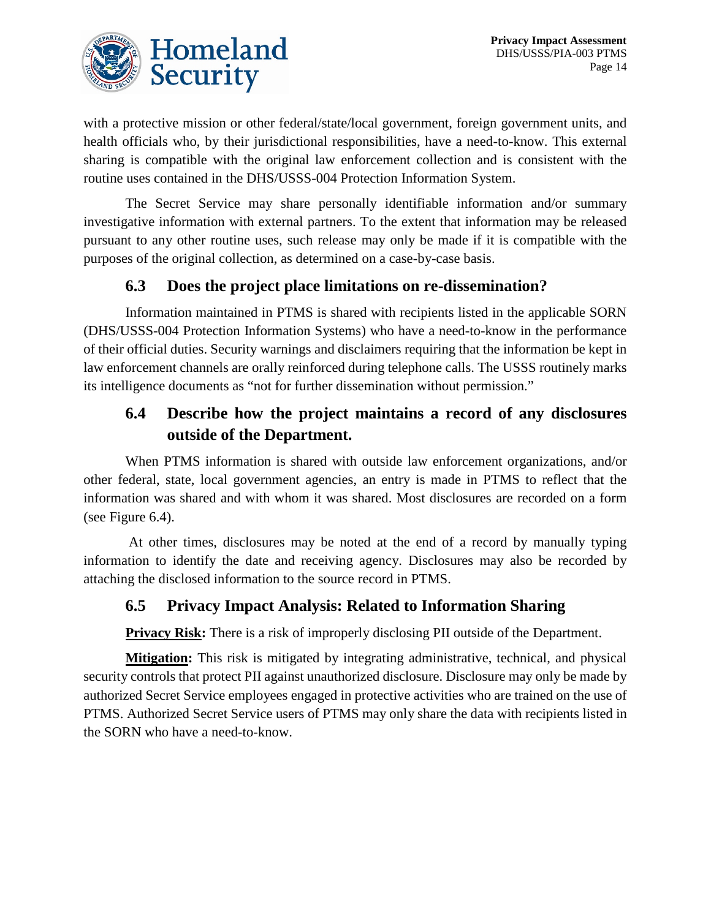with a protective mission or other federal/state/local government, foreign government units, and health officials who, by their jurisdictional responsibilities, have a need-to-know. This external sharing is compatible with the original law enforcement collection and is consistent with the routine uses contained in the DHS/USSS-004 Protection Information System.

The Secret Service may share personally identifiable information and/or summary investigative information with external partners. To the extent that information may be released pursuant to any other routine uses, such release may only be made if it is compatible with the purposes of the original collection, as determined on a case-by-case basis.

## 6.3 Does the project place limitations on re-dissemination?

Information maintained in PTMS is shared with recipients listed in the applicable SORN (DHS/USSS-004 Protection Information Systems) who have a need-to-know in the performance of their official duties. Security warnings and disclaimers requiring that the information be kept in law enforcement channels are orally reinforced during telephone calls. The USSS routinely marks its intelligence documents as "not for further dissemination without permission."

## 6.4 Describe how the project maintains a record of any disclosures outside of the Department.

When PTMS information is shared with outside law enforcement organizations, and/or other federal, state, local government agencies, an entry is made in PTMS to reflect that the information was shared and with whom it was shared. Most disclosures are recorded on a form (see Figure 6.4).

At other times, disclosures may be noted at the end of a record by manually typing information to identify the date and receiving agency. Disclosures may also be recorded by attaching the disclosed information to the source record in PTMS.

## 6.5 Privacy Impact Analysis: Related to Information Sharing

**Privacy Risk:** There is a risk of improperly disclosing PII outside of the Department.

**Mitigation:** This risk is mitigated by integrating administrative, technical, and physical security controls that protect PII against unauthorized disclosure. Disclosure may only be made by authorized Secret Service employees engaged in protective activities who are trained on the use of PTMS. Authorized Secret Service users of PTMS may only share the data with recipients listed in the SORN who have a need-to-know.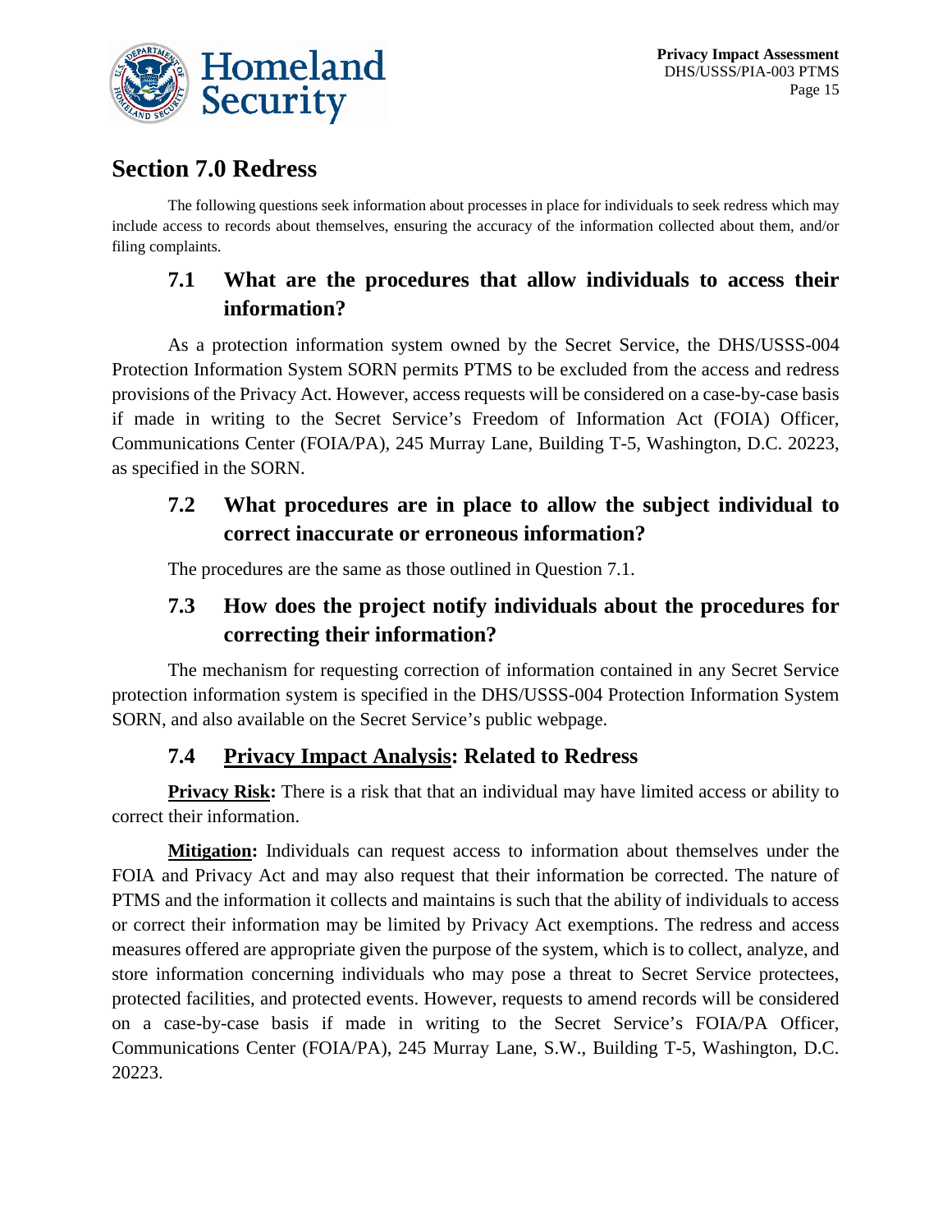## Section 7.0 Redress

The following questions seek information about processes in place for individuals to seek redress which may include access to records about themselves, ensuring the accuracy of the information collected about them, and/or filing complaints.

### 7.1 What are the procedures that allow individuals to access their information?

As a protection information system owned by the Secret Service, the DHS/USSS-004 Protection Information System SORN permits PTMS to be excluded from the access and redress provisions of the Privacy Act. However, access requests will be considered on a case-by-case basis if made in writing to the Secret Service's Freedom of Information Act (FOIA) Officer, Communications Center (FOIA/PA), 245 Murray Lane, Building T-5, Washington, D.C. 20223, as specified in the SORN.

### 7.2 What procedures are in place to allow the subject individual to correct inaccurate or erroneous information?

The procedures are the same as those outlined in Question 7.1.

### 7.3 How does the project notify individuals about the procedures for correcting their information?

The mechanism for requesting correction of information contained in any Secret Service protection information system is specified in the DHS/USSS-004 Protection Information System SORN, and also available on the Secret Service's public webpage.

### 7.4 Privacy Impact Analysis: Related to Redress

**Privacy Risk:** There is a risk that that an individual may have limited access or ability to correct their information.

**Mitigation:** Individuals can request access to information about themselves under the FOIA and Privacy Act and may also request that their information be corrected. The nature of PTMS and the information it collects and maintains is such that the ability of individuals to access or correct their information may be limited by Privacy Act exemptions. The redress and access measures offered are appropriate given the purpose of the system, which is to collect, analyze, and store information concerning individuals who may pose a threat to Secret Service protectees, protected facilities, and protected events. However, requests to amend records will be considered on a case-by-case basis if made in writing to the Secret Service's FOIA/PA Officer, Communications Center (FOIA/PA), 245 Murray Lane, S.W., Building T-5, Washington, D.C. 20223.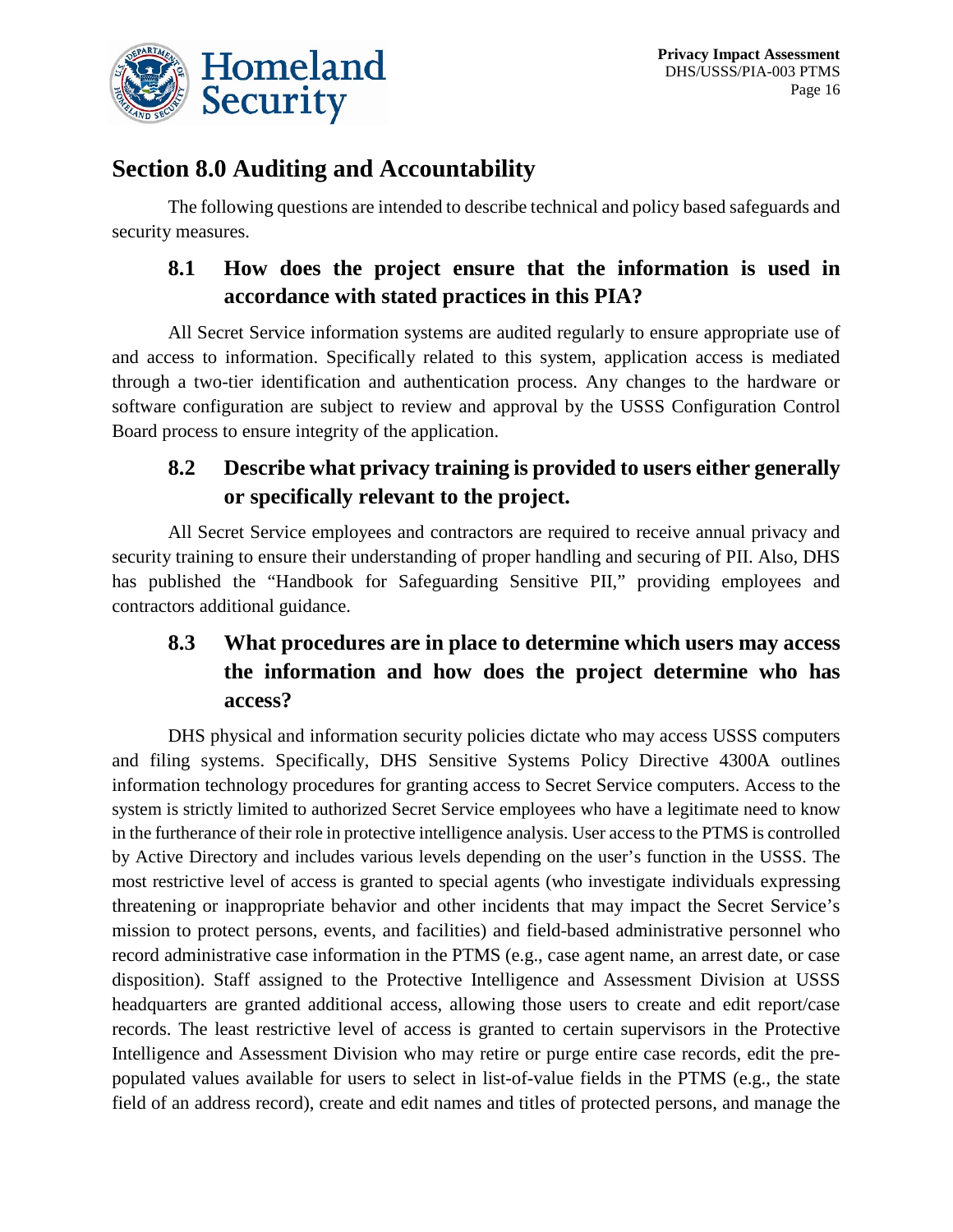## Section 8.0 Auditing and Accountability

The following questions are intended to describe technical and policy based safeguards and security measures.

### 8.1 How does the project ensure that the information is used in accordance with stated practices in this PIA?

All Secret Service information systems are audited regularly to ensure appropriate use of and access to information. Specifically related to this system, application access is mediated through a two-tier identification and authentication process. Any changes to the hardware or software configuration are subject to review and approval by the USSS Configuration Control Board process to ensure integrity of the application.

### 8.2 Describe what privacy training is provided to users either generally or specifically relevant to the project.

All Secret Service employees and contractors are required to receive annual privacy and security training to ensure their understanding of proper handling and securing of PII. Also, DHS has published the "Handbook for Safeguarding Sensitive PII," providing employees and contractors additional guidance.

### 8.3 What procedures are in place to determine which users may access the information and how does the project determine who has access?

DHS physical and information security policies dictate who may access USSS computers and filing systems. Specifically, DHS Sensitive Systems Policy Directive 4300A outlines information technology procedures for granting access to Secret Service computers. Access to the system is strictly limited to authorized Secret Service employees who have a legitimate need to know in the furtherance of their role in protective intelligence analysis. User access to the PTMS is controlled by Active Directory and includes various levels depending on the user's function in the USSS. The most restrictive level of access is granted to special agents (who investigate individuals expressing threatening or inappropriate behavior and other incidents that may impact the Secret Service's mission to protect persons, events, and facilities) and field-based administrative personnel who record administrative case information in the PTMS (e.g., case agent name, an arrest date, or case disposition). Staff assigned to the Protective Intelligence and Assessment Division at USSS headquarters are granted additional access, allowing those users to create and edit report/case records. The least restrictive level of access is granted to certain supervisors in the Protective Intelligence and Assessment Division who may retire or purge entire case records, edit the pre-populated values available for users to select in list-of-value fields in the PTMS (e.g., the state field of an address record), create and edit names and titles of protected persons, and manage the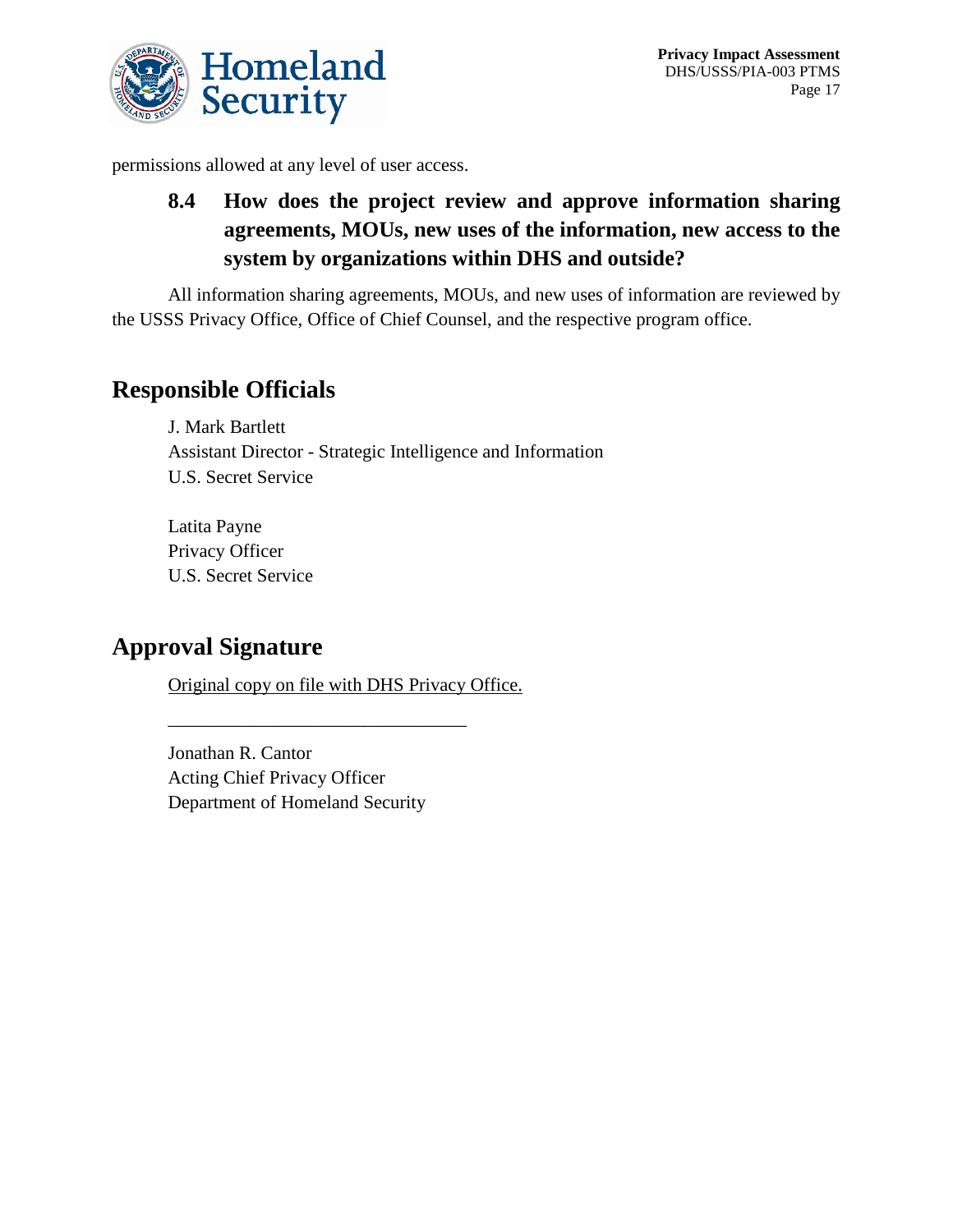permissions allowed at any level of user access.

### 8.4 How does the project review and approve information sharing agreements, MOUs, new uses of the information, new access to the system by organizations within DHS and outside?

All information sharing agreements, MOUs, and new uses of information are reviewed by the USSS Privacy Office, Office of Chief Counsel, and the respective program office.

## Responsible Officials

J. Mark Bartlett
Assistant Director - Strategic Intelligence and Information
U.S. Secret Service

Latita Payne
Privacy Officer
U.S. Secret Service

## Approval Signature

Original copy on file with DHS Privacy Office.

\_\_\_\_\_\_\_\_\_\_\_\_\_\_\_\_\_\_\_\_\_\_\_\_\_\_\_\_\_\_\_\_

Jonathan R. Cantor
Acting Chief Privacy Officer
Department of Homeland Security